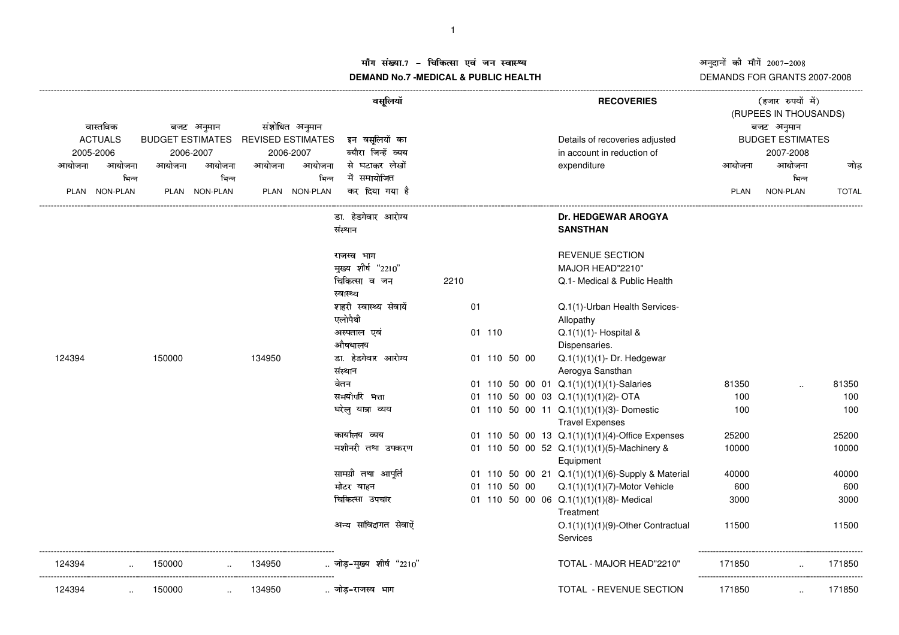# माँग संख्या.7 – चिकित्सा एवं जन स्वास्थ्य

# DEMAND No.7 -MEDICAL & PUBLIC HEALTH

अनुदानों की माँगें 2007–2008

DEMANDS FOR GRANTS 2007-2008

## वसूलियां / RECOVERIES

(हजार रुपयों में) (RUPEES IN THOUSANDS)

| वास्तविक ACTUALS 2005-2006 | | बजट अनुमान BUDGET ESTIMATES 2006-2007 | | संशोधित अनुमान REVISED ESTIMATES 2006-2007 | | इन वसूलियों का ब्यौरा जिन्हें व्यय से घटाकर लेखों में समायोजित कर दिया गया है | | | Details of recoveries adjusted in account in reduction of expenditure | बजट अनुमान BUDGET ESTIMATES 2007-2008 | | |
|---|---|---|---|---|---|---|---|---|---|---|---|---|
| आयोजना PLAN | आयोजना भिन्न NON-PLAN | आयोजना PLAN | आयोजना भिन्न NON-PLAN | आयोजना PLAN | आयोजना भिन्न NON-PLAN | | | | | आयोजना PLAN | आयोजना भिन्न NON-PLAN | जोड़ TOTAL |
| | | | | | | डा. हेडगेवार आरोग्य संस्थान | | | **Dr. HEDGEWAR AROGYA SANSTHAN** | | | |
| | | | | | | राजस्व भाग | | | REVENUE SECTION | | | |
| | | | | | | मुख्य शीर्ष "2210" | | | MAJOR HEAD"2210" | | | |
| | | | | | | चिकित्सा व जन स्वास्थ्य | 2210 | | Q.1- Medical & Public Health | | | |
| | | | | | | शहरी स्वास्थ्य सेवायें एलोपैथी | | 01 | Q.1(1)-Urban Health Services-Allopathy | | | |
| | | | | | | अस्पताल एवं औषधालय | | 01 110 | Q.1(1)(1)- Hospital & Dispensaries. | | | |
| 124394 | | 150000 | | 134950 | | डा. हेडगेवार आरोग्य संस्थान | | 01 110 50 00 | Q.1(1)(1)(1)- Dr. Hedgewar Aerogya Sansthan | | | |
| | | | | | | वेतन | | 01 110 50 00 01 | Q.1(1)(1)(1)(1)-Salaries | 81350 | .. | 81350 |
| | | | | | | समयोपरि भत्ता | | 01 110 50 00 03 | Q.1(1)(1)(1)(2)- OTA | 100 | | 100 |
| | | | | | | घरेलु यात्रा व्यय | | 01 110 50 00 11 | Q.1(1)(1)(1)(3)- Domestic Travel Expenses | 100 | | 100 |
| | | | | | | कार्यालय व्यय | | 01 110 50 00 13 | Q.1(1)(1)(1)(4)-Office Expenses | 25200 | | 25200 |
| | | | | | | मशीनरी तथा उपकरण | | 01 110 50 00 52 | Q.1(1)(1)(1)(5)-Machinery & Equipment | 10000 | | 10000 |
| | | | | | | सामग्री तथा आपूर्ति | | 01 110 50 00 21 | Q.1(1)(1)(1)(6)-Supply & Material | 40000 | | 40000 |
| | | | | | | मोटर वाहन | | 01 110 50 00 | Q.1(1)(1)(1)(7)-Motor Vehicle | 600 | | 600 |
| | | | | | | चिकित्सा उपचार | | 01 110 50 00 06 | Q.1(1)(1)(1)(8)- Medical Treatment | 3000 | | 3000 |
| | | | | | | अन्य सांविदागत सेवाऐं | | | O.1(1)(1)(1)(9)-Other Contractual Services | 11500 | | 11500 |
| 124394 | .. | 150000 | .. | 134950 | .. | जोड़-मुख्य शीर्ष "2210" | | | TOTAL - MAJOR HEAD"2210" | 171850 | .. | 171850 |
| 124394 | .. | 150000 | .. | 134950 | .. | जोड़-राजस्व भाग | | | TOTAL - REVENUE SECTION | 171850 | .. | 171850 |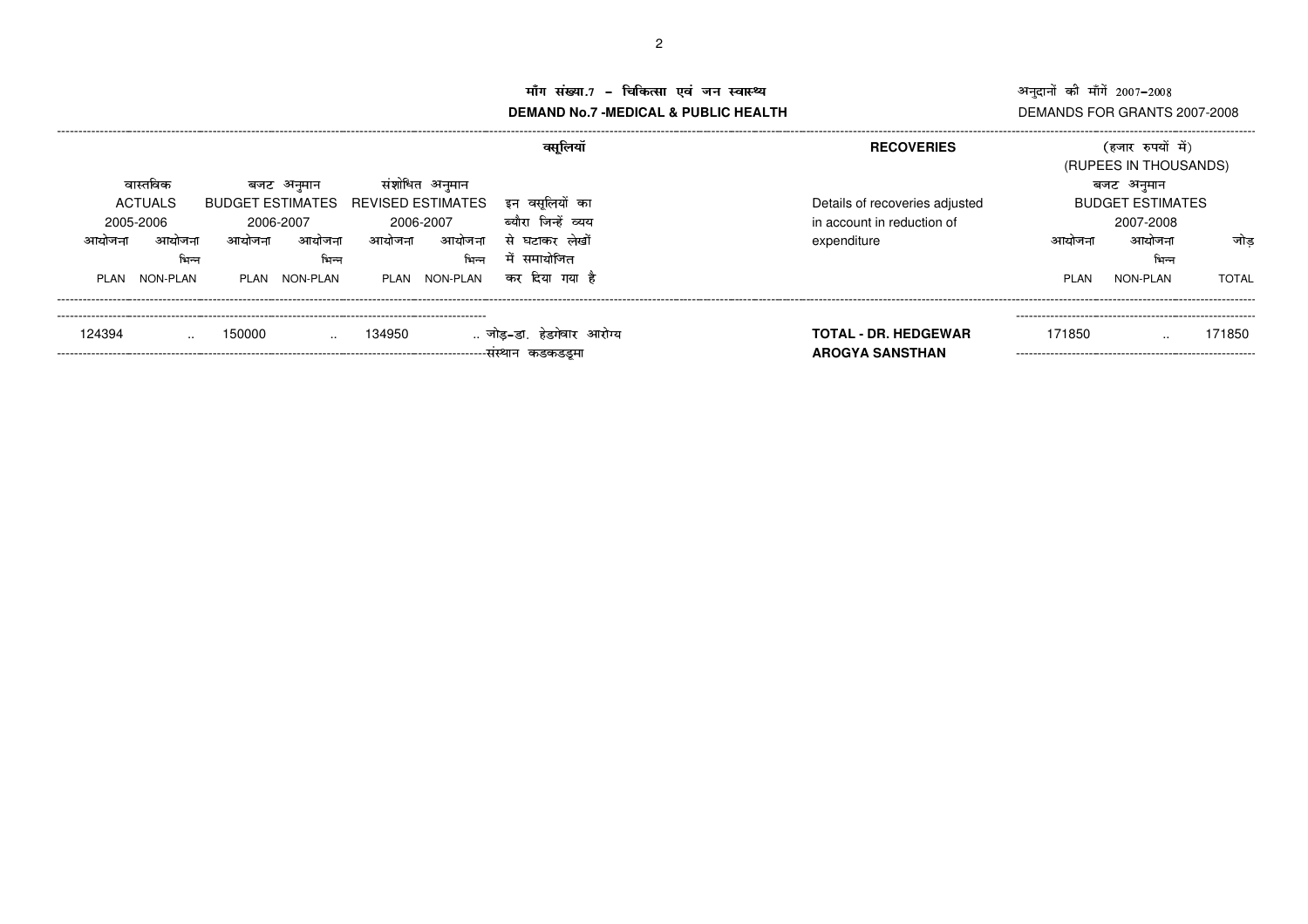# माँग संख्या.7 – चिकित्सा एवं जन स्वास्थ्य

**DEMAND No.7 -MEDICAL & PUBLIC HEALTH**

अनुदानों की माँगें 2007–2008

DEMANDS FOR GRANTS 2007-2008

## वसूलियाँ

**RECOVERIES**

(हजार रुपयों में)
(RUPEES IN THOUSANDS)

| वास्तविक ACTUALS 2005-2006 | | बजट अनुमान BUDGET ESTIMATES 2006-2007 | | संशोधित अनुमान REVISED ESTIMATES 2006-2007 | | इन वसूलियों का ब्यौरा जिन्हें व्यय से घटाकर लेखों में समायोजित कर दिया गया है | Details of recoveries adjusted in account in reduction of expenditure | बजट अनुमान BUDGET ESTIMATES 2007-2008 | | |
|---|---|---|---|---|---|---|---|---|---|---|
| आयोजना PLAN | आयोजना भिन्न NON-PLAN | आयोजना PLAN | आयोजना भिन्न NON-PLAN | आयोजना PLAN | आयोजना भिन्न NON-PLAN | | | आयोजना PLAN | आयोजना भिन्न NON-PLAN | जोड़ TOTAL |
| 124394 | .. | 150000 | .. | 134950 | .. | जोड़–डा. हेडगेवार आरोग्य संस्थान कडकडडूमा | **TOTAL - DR. HEDGEWAR AROGYA SANSTHAN** | 171850 | .. | 171850 |